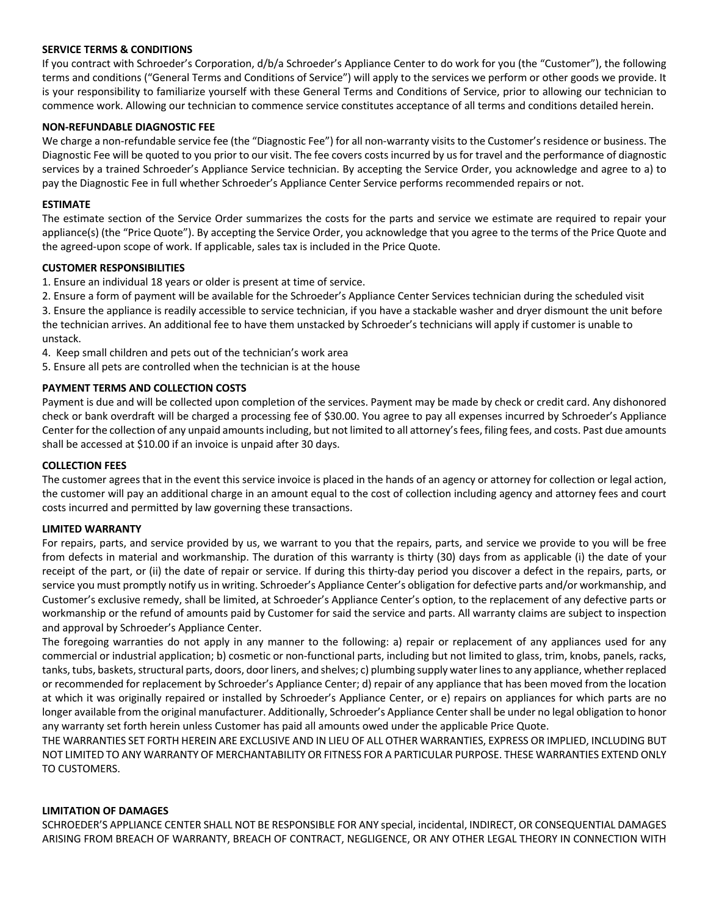**SERVICE TERMS & CONDITIONS**

If you contract with Schroeder's Corporation, d/b/a Schroeder's Appliance Center to do work for you (the "Customer"), the following terms and conditions ("General Terms and Conditions of Service") will apply to the services we perform or other goods we provide. It is your responsibility to familiarize yourself with these General Terms and Conditions of Service, prior to allowing our technician to commence work. Allowing our technician to commence service constitutes acceptance of all terms and conditions detailed herein.

**NON-REFUNDABLE DIAGNOSTIC FEE**

We charge a non-refundable service fee (the "Diagnostic Fee") for all non-warranty visits to the Customer's residence or business. The Diagnostic Fee will be quoted to you prior to our visit. The fee covers costs incurred by us for travel and the performance of diagnostic services by a trained Schroeder's Appliance Service technician. By accepting the Service Order, you acknowledge and agree to a) to pay the Diagnostic Fee in full whether Schroeder's Appliance Center Service performs recommended repairs or not.

**ESTIMATE**

The estimate section of the Service Order summarizes the costs for the parts and service we estimate are required to repair your appliance(s) (the "Price Quote"). By accepting the Service Order, you acknowledge that you agree to the terms of the Price Quote and the agreed-upon scope of work. If applicable, sales tax is included in the Price Quote.

**CUSTOMER RESPONSIBILITIES**

1. Ensure an individual 18 years or older is present at time of service.
2. Ensure a form of payment will be available for the Schroeder's Appliance Center Services technician during the scheduled visit
3. Ensure the appliance is readily accessible to service technician, if you have a stackable washer and dryer dismount the unit before the technician arrives. An additional fee to have them unstacked by Schroeder's technicians will apply if customer is unable to unstack.
4. Keep small children and pets out of the technician's work area
5. Ensure all pets are controlled when the technician is at the house

**PAYMENT TERMS AND COLLECTION COSTS**

Payment is due and will be collected upon completion of the services. Payment may be made by check or credit card. Any dishonored check or bank overdraft will be charged a processing fee of $30.00. You agree to pay all expenses incurred by Schroeder's Appliance Center for the collection of any unpaid amounts including, but not limited to all attorney's fees, filing fees, and costs. Past due amounts shall be accessed at $10.00 if an invoice is unpaid after 30 days.

**COLLECTION FEES**

The customer agrees that in the event this service invoice is placed in the hands of an agency or attorney for collection or legal action, the customer will pay an additional charge in an amount equal to the cost of collection including agency and attorney fees and court costs incurred and permitted by law governing these transactions.

**LIMITED WARRANTY**

For repairs, parts, and service provided by us, we warrant to you that the repairs, parts, and service we provide to you will be free from defects in material and workmanship. The duration of this warranty is thirty (30) days from as applicable (i) the date of your receipt of the part, or (ii) the date of repair or service. If during this thirty-day period you discover a defect in the repairs, parts, or service you must promptly notify us in writing. Schroeder's Appliance Center's obligation for defective parts and/or workmanship, and Customer's exclusive remedy, shall be limited, at Schroeder's Appliance Center's option, to the replacement of any defective parts or workmanship or the refund of amounts paid by Customer for said the service and parts. All warranty claims are subject to inspection and approval by Schroeder's Appliance Center.

The foregoing warranties do not apply in any manner to the following: a) repair or replacement of any appliances used for any commercial or industrial application; b) cosmetic or non-functional parts, including but not limited to glass, trim, knobs, panels, racks, tanks, tubs, baskets, structural parts, doors, door liners, and shelves; c) plumbing supply water lines to any appliance, whether replaced or recommended for replacement by Schroeder's Appliance Center; d) repair of any appliance that has been moved from the location at which it was originally repaired or installed by Schroeder's Appliance Center, or e) repairs on appliances for which parts are no longer available from the original manufacturer. Additionally, Schroeder's Appliance Center shall be under no legal obligation to honor any warranty set forth herein unless Customer has paid all amounts owed under the applicable Price Quote.

THE WARRANTIES SET FORTH HEREIN ARE EXCLUSIVE AND IN LIEU OF ALL OTHER WARRANTIES, EXPRESS OR IMPLIED, INCLUDING BUT NOT LIMITED TO ANY WARRANTY OF MERCHANTABILITY OR FITNESS FOR A PARTICULAR PURPOSE. THESE WARRANTIES EXTEND ONLY TO CUSTOMERS.

**LIMITATION OF DAMAGES**

SCHROEDER'S APPLIANCE CENTER SHALL NOT BE RESPONSIBLE FOR ANY special, incidental, INDIRECT, OR CONSEQUENTIAL DAMAGES ARISING FROM BREACH OF WARRANTY, BREACH OF CONTRACT, NEGLIGENCE, OR ANY OTHER LEGAL THEORY IN CONNECTION WITH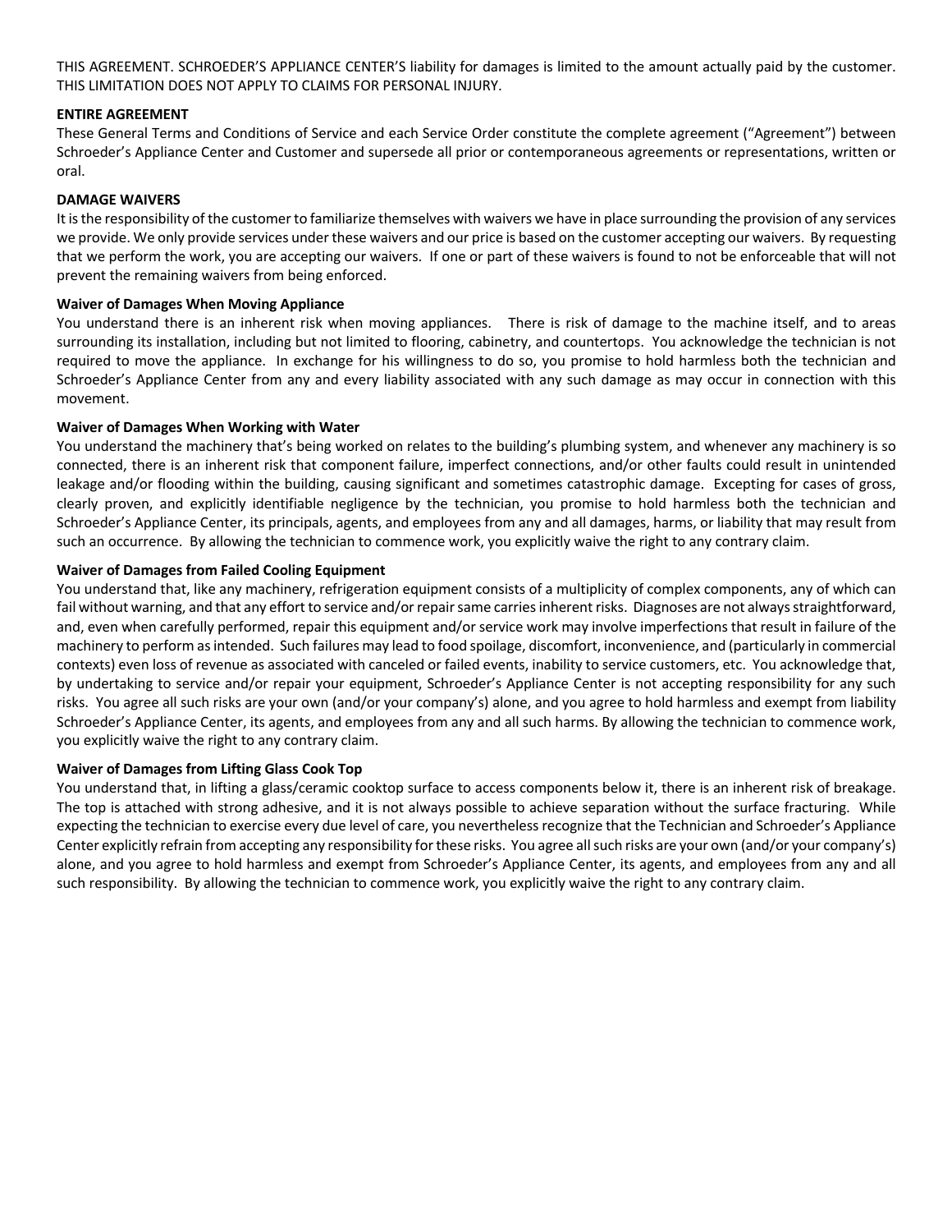THIS AGREEMENT. SCHROEDER'S APPLIANCE CENTER'S liability for damages is limited to the amount actually paid by the customer. THIS LIMITATION DOES NOT APPLY TO CLAIMS FOR PERSONAL INJURY.

**ENTIRE AGREEMENT**

These General Terms and Conditions of Service and each Service Order constitute the complete agreement ("Agreement") between Schroeder's Appliance Center and Customer and supersede all prior or contemporaneous agreements or representations, written or oral.

**DAMAGE WAIVERS**

It is the responsibility of the customer to familiarize themselves with waivers we have in place surrounding the provision of any services we provide. We only provide services under these waivers and our price is based on the customer accepting our waivers. By requesting that we perform the work, you are accepting our waivers. If one or part of these waivers is found to not be enforceable that will not prevent the remaining waivers from being enforced.

**Waiver of Damages When Moving Appliance**

You understand there is an inherent risk when moving appliances. There is risk of damage to the machine itself, and to areas surrounding its installation, including but not limited to flooring, cabinetry, and countertops. You acknowledge the technician is not required to move the appliance. In exchange for his willingness to do so, you promise to hold harmless both the technician and Schroeder's Appliance Center from any and every liability associated with any such damage as may occur in connection with this movement.

**Waiver of Damages When Working with Water**

You understand the machinery that's being worked on relates to the building's plumbing system, and whenever any machinery is so connected, there is an inherent risk that component failure, imperfect connections, and/or other faults could result in unintended leakage and/or flooding within the building, causing significant and sometimes catastrophic damage. Excepting for cases of gross, clearly proven, and explicitly identifiable negligence by the technician, you promise to hold harmless both the technician and Schroeder's Appliance Center, its principals, agents, and employees from any and all damages, harms, or liability that may result from such an occurrence. By allowing the technician to commence work, you explicitly waive the right to any contrary claim.

**Waiver of Damages from Failed Cooling Equipment**

You understand that, like any machinery, refrigeration equipment consists of a multiplicity of complex components, any of which can fail without warning, and that any effort to service and/or repair same carries inherent risks. Diagnoses are not always straightforward, and, even when carefully performed, repair this equipment and/or service work may involve imperfections that result in failure of the machinery to perform as intended. Such failures may lead to food spoilage, discomfort, inconvenience, and (particularly in commercial contexts) even loss of revenue as associated with canceled or failed events, inability to service customers, etc. You acknowledge that, by undertaking to service and/or repair your equipment, Schroeder's Appliance Center is not accepting responsibility for any such risks. You agree all such risks are your own (and/or your company's) alone, and you agree to hold harmless and exempt from liability Schroeder's Appliance Center, its agents, and employees from any and all such harms. By allowing the technician to commence work, you explicitly waive the right to any contrary claim.

**Waiver of Damages from Lifting Glass Cook Top**

You understand that, in lifting a glass/ceramic cooktop surface to access components below it, there is an inherent risk of breakage. The top is attached with strong adhesive, and it is not always possible to achieve separation without the surface fracturing. While expecting the technician to exercise every due level of care, you nevertheless recognize that the Technician and Schroeder's Appliance Center explicitly refrain from accepting any responsibility for these risks. You agree all such risks are your own (and/or your company's) alone, and you agree to hold harmless and exempt from Schroeder's Appliance Center, its agents, and employees from any and all such responsibility. By allowing the technician to commence work, you explicitly waive the right to any contrary claim.